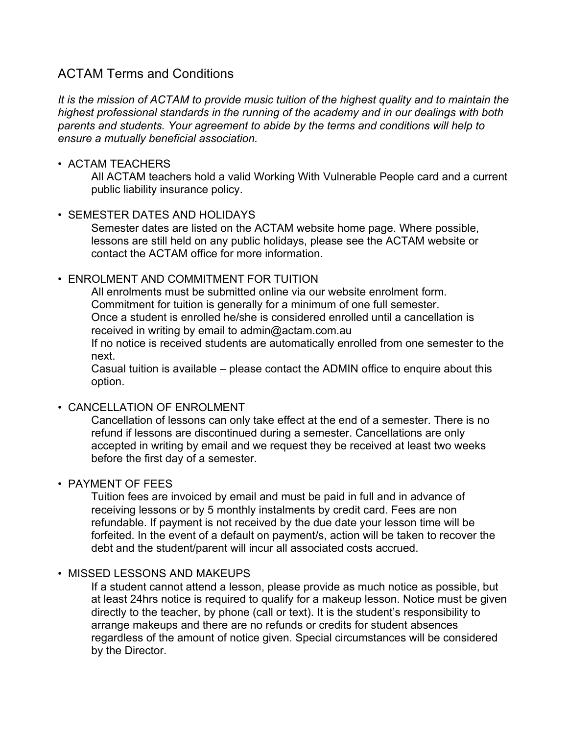# ACTAM Terms and Conditions

*It is the mission of ACTAM to provide music tuition of the highest quality and to maintain the highest professional standards in the running of the academy and in our dealings with both parents and students. Your agreement to abide by the terms and conditions will help to ensure a mutually beneficial association.*

- ACTAM TEACHERS

  All ACTAM teachers hold a valid Working With Vulnerable People card and a current public liability insurance policy.

- SEMESTER DATES AND HOLIDAYS

  Semester dates are listed on the ACTAM website home page. Where possible, lessons are still held on any public holidays, please see the ACTAM website or contact the ACTAM office for more information.

- ENROLMENT AND COMMITMENT FOR TUITION

  All enrolments must be submitted online via our website enrolment form.
  Commitment for tuition is generally for a minimum of one full semester.
  Once a student is enrolled he/she is considered enrolled until a cancellation is received in writing by email to admin@actam.com.au
  If no notice is received students are automatically enrolled from one semester to the next.
  Casual tuition is available – please contact the ADMIN office to enquire about this option.

- CANCELLATION OF ENROLMENT

  Cancellation of lessons can only take effect at the end of a semester. There is no refund if lessons are discontinued during a semester. Cancellations are only accepted in writing by email and we request they be received at least two weeks before the first day of a semester.

- PAYMENT OF FEES

  Tuition fees are invoiced by email and must be paid in full and in advance of receiving lessons or by 5 monthly instalments by credit card. Fees are non refundable. If payment is not received by the due date your lesson time will be forfeited. In the event of a default on payment/s, action will be taken to recover the debt and the student/parent will incur all associated costs accrued.

- MISSED LESSONS AND MAKEUPS

  If a student cannot attend a lesson, please provide as much notice as possible, but at least 24hrs notice is required to qualify for a makeup lesson. Notice must be given directly to the teacher, by phone (call or text). It is the student's responsibility to arrange makeups and there are no refunds or credits for student absences regardless of the amount of notice given. Special circumstances will be considered by the Director.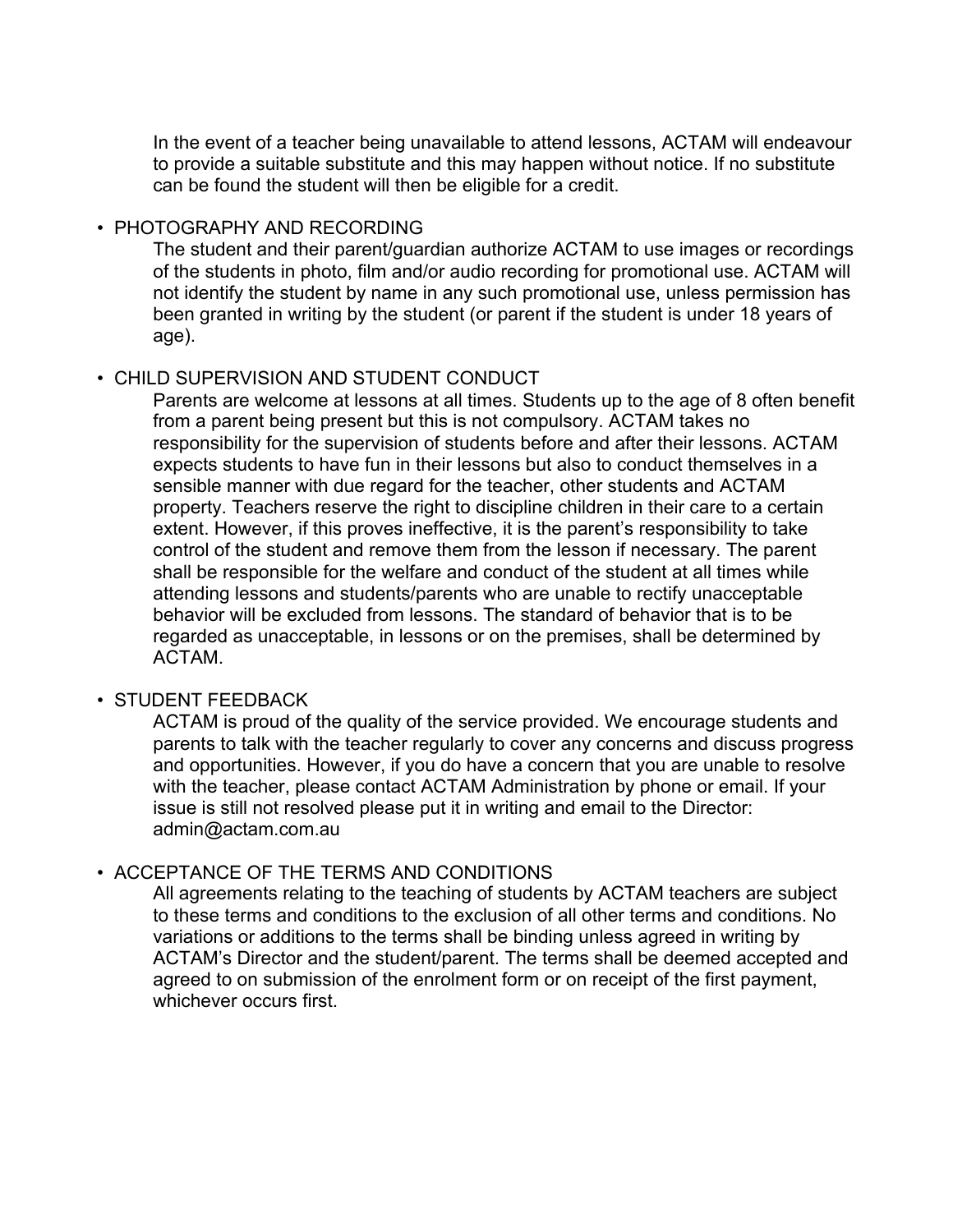In the event of a teacher being unavailable to attend lessons, ACTAM will endeavour to provide a suitable substitute and this may happen without notice. If no substitute can be found the student will then be eligible for a credit.

- PHOTOGRAPHY AND RECORDING

  The student and their parent/guardian authorize ACTAM to use images or recordings of the students in photo, film and/or audio recording for promotional use. ACTAM will not identify the student by name in any such promotional use, unless permission has been granted in writing by the student (or parent if the student is under 18 years of age).

- CHILD SUPERVISION AND STUDENT CONDUCT

  Parents are welcome at lessons at all times. Students up to the age of 8 often benefit from a parent being present but this is not compulsory. ACTAM takes no responsibility for the supervision of students before and after their lessons. ACTAM expects students to have fun in their lessons but also to conduct themselves in a sensible manner with due regard for the teacher, other students and ACTAM property. Teachers reserve the right to discipline children in their care to a certain extent. However, if this proves ineffective, it is the parent's responsibility to take control of the student and remove them from the lesson if necessary. The parent shall be responsible for the welfare and conduct of the student at all times while attending lessons and students/parents who are unable to rectify unacceptable behavior will be excluded from lessons. The standard of behavior that is to be regarded as unacceptable, in lessons or on the premises, shall be determined by ACTAM.

- STUDENT FEEDBACK

  ACTAM is proud of the quality of the service provided. We encourage students and parents to talk with the teacher regularly to cover any concerns and discuss progress and opportunities. However, if you do have a concern that you are unable to resolve with the teacher, please contact ACTAM Administration by phone or email. If your issue is still not resolved please put it in writing and email to the Director: admin@actam.com.au

- ACCEPTANCE OF THE TERMS AND CONDITIONS

  All agreements relating to the teaching of students by ACTAM teachers are subject to these terms and conditions to the exclusion of all other terms and conditions. No variations or additions to the terms shall be binding unless agreed in writing by ACTAM's Director and the student/parent. The terms shall be deemed accepted and agreed to on submission of the enrolment form or on receipt of the first payment, whichever occurs first.